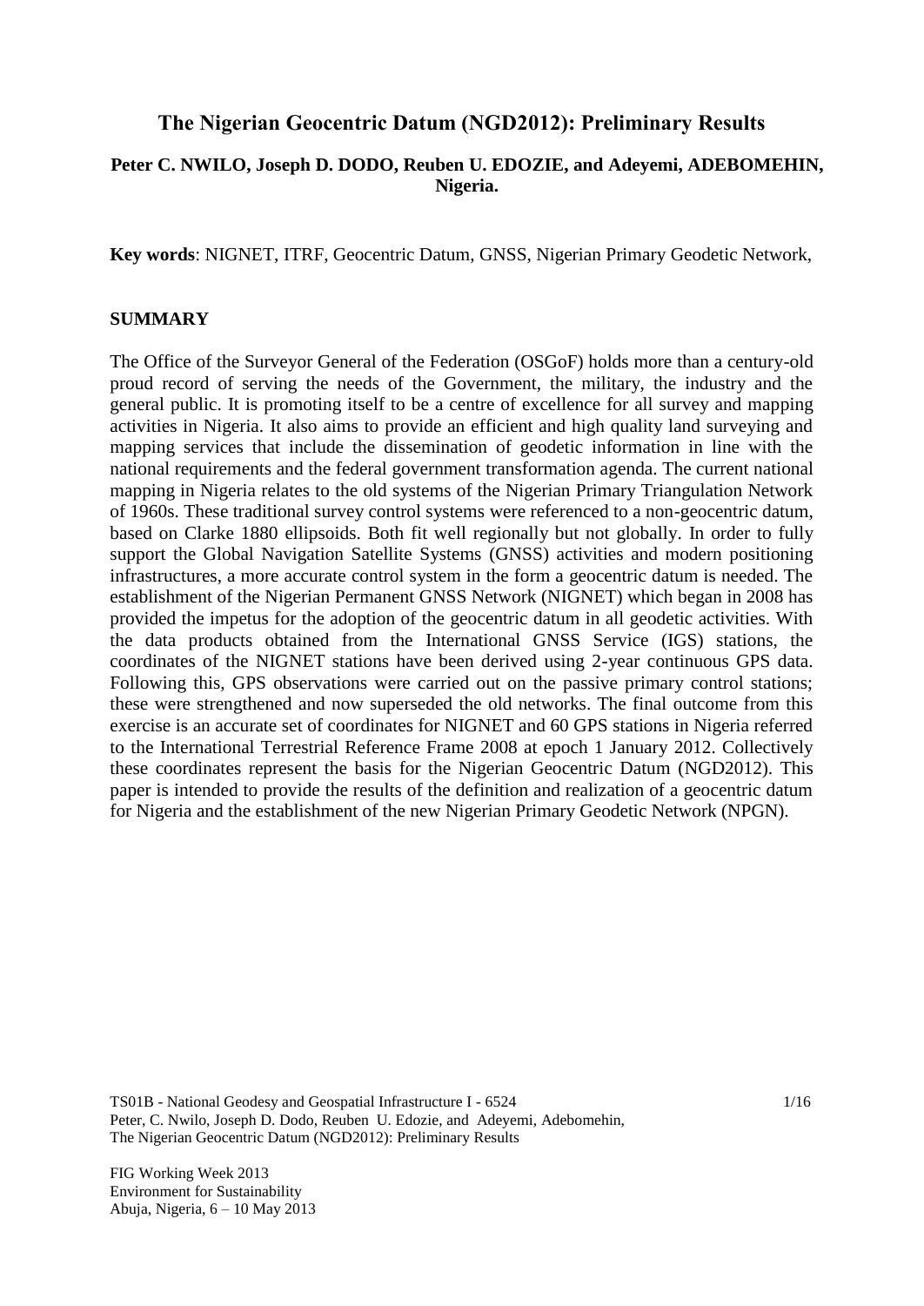# The Nigerian Geocentric Datum (NGD2012): Preliminary Results

**Peter C. NWILO, Joseph D. DODO, Reuben U. EDOZIE, and Adeyemi, ADEBOMEHIN, Nigeria.**

**Key words**: NIGNET, ITRF, Geocentric Datum, GNSS, Nigerian Primary Geodetic Network,

## SUMMARY

The Office of the Surveyor General of the Federation (OSGoF) holds more than a century-old proud record of serving the needs of the Government, the military, the industry and the general public. It is promoting itself to be a centre of excellence for all survey and mapping activities in Nigeria. It also aims to provide an efficient and high quality land surveying and mapping services that include the dissemination of geodetic information in line with the national requirements and the federal government transformation agenda. The current national mapping in Nigeria relates to the old systems of the Nigerian Primary Triangulation Network of 1960s. These traditional survey control systems were referenced to a non-geocentric datum, based on Clarke 1880 ellipsoids. Both fit well regionally but not globally. In order to fully support the Global Navigation Satellite Systems (GNSS) activities and modern positioning infrastructures, a more accurate control system in the form a geocentric datum is needed. The establishment of the Nigerian Permanent GNSS Network (NIGNET) which began in 2008 has provided the impetus for the adoption of the geocentric datum in all geodetic activities. With the data products obtained from the International GNSS Service (IGS) stations, the coordinates of the NIGNET stations have been derived using 2-year continuous GPS data. Following this, GPS observations were carried out on the passive primary control stations; these were strengthened and now superseded the old networks. The final outcome from this exercise is an accurate set of coordinates for NIGNET and 60 GPS stations in Nigeria referred to the International Terrestrial Reference Frame 2008 at epoch 1 January 2012. Collectively these coordinates represent the basis for the Nigerian Geocentric Datum (NGD2012). This paper is intended to provide the results of the definition and realization of a geocentric datum for Nigeria and the establishment of the new Nigerian Primary Geodetic Network (NPGN).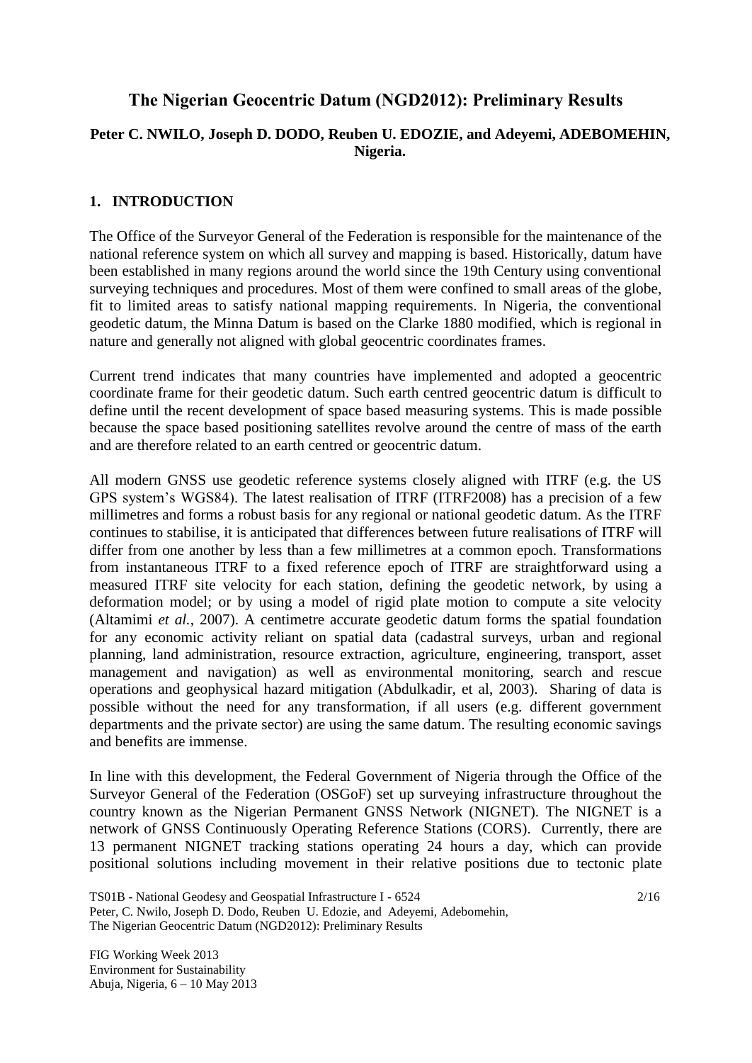# The Nigerian Geocentric Datum (NGD2012): Preliminary Results

**Peter C. NWILO, Joseph D. DODO, Reuben U. EDOZIE, and Adeyemi, ADEBOMEHIN, Nigeria.**

## 1. INTRODUCTION

The Office of the Surveyor General of the Federation is responsible for the maintenance of the national reference system on which all survey and mapping is based. Historically, datum have been established in many regions around the world since the 19th Century using conventional surveying techniques and procedures. Most of them were confined to small areas of the globe, fit to limited areas to satisfy national mapping requirements. In Nigeria, the conventional geodetic datum, the Minna Datum is based on the Clarke 1880 modified, which is regional in nature and generally not aligned with global geocentric coordinates frames.

Current trend indicates that many countries have implemented and adopted a geocentric coordinate frame for their geodetic datum. Such earth centred geocentric datum is difficult to define until the recent development of space based measuring systems. This is made possible because the space based positioning satellites revolve around the centre of mass of the earth and are therefore related to an earth centred or geocentric datum.

All modern GNSS use geodetic reference systems closely aligned with ITRF (e.g. the US GPS system's WGS84). The latest realisation of ITRF (ITRF2008) has a precision of a few millimetres and forms a robust basis for any regional or national geodetic datum. As the ITRF continues to stabilise, it is anticipated that differences between future realisations of ITRF will differ from one another by less than a few millimetres at a common epoch. Transformations from instantaneous ITRF to a fixed reference epoch of ITRF are straightforward using a measured ITRF site velocity for each station, defining the geodetic network, by using a deformation model; or by using a model of rigid plate motion to compute a site velocity (Altamimi *et al.*, 2007). A centimetre accurate geodetic datum forms the spatial foundation for any economic activity reliant on spatial data (cadastral surveys, urban and regional planning, land administration, resource extraction, agriculture, engineering, transport, asset management and navigation) as well as environmental monitoring, search and rescue operations and geophysical hazard mitigation (Abdulkadir, et al, 2003). Sharing of data is possible without the need for any transformation, if all users (e.g. different government departments and the private sector) are using the same datum. The resulting economic savings and benefits are immense.

In line with this development, the Federal Government of Nigeria through the Office of the Surveyor General of the Federation (OSGoF) set up surveying infrastructure throughout the country known as the Nigerian Permanent GNSS Network (NIGNET). The NIGNET is a network of GNSS Continuously Operating Reference Stations (CORS). Currently, there are 13 permanent NIGNET tracking stations operating 24 hours a day, which can provide positional solutions including movement in their relative positions due to tectonic plate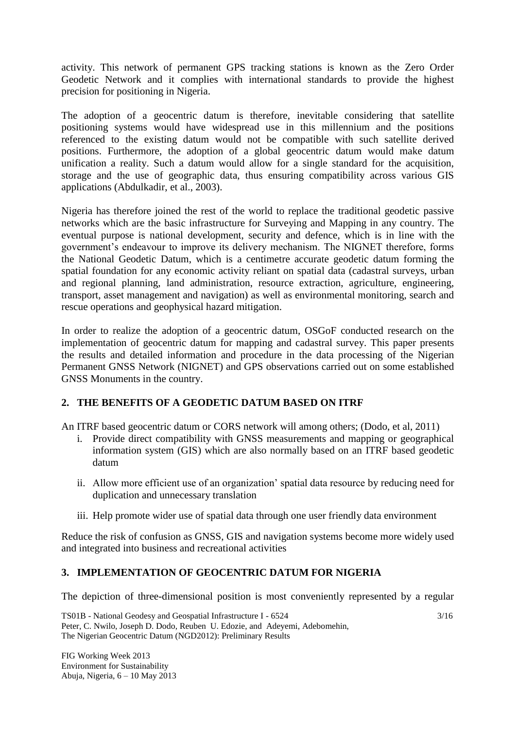activity. This network of permanent GPS tracking stations is known as the Zero Order Geodetic Network and it complies with international standards to provide the highest precision for positioning in Nigeria.

The adoption of a geocentric datum is therefore, inevitable considering that satellite positioning systems would have widespread use in this millennium and the positions referenced to the existing datum would not be compatible with such satellite derived positions. Furthermore, the adoption of a global geocentric datum would make datum unification a reality. Such a datum would allow for a single standard for the acquisition, storage and the use of geographic data, thus ensuring compatibility across various GIS applications (Abdulkadir, et al., 2003).

Nigeria has therefore joined the rest of the world to replace the traditional geodetic passive networks which are the basic infrastructure for Surveying and Mapping in any country. The eventual purpose is national development, security and defence, which is in line with the government's endeavour to improve its delivery mechanism. The NIGNET therefore, forms the National Geodetic Datum, which is a centimetre accurate geodetic datum forming the spatial foundation for any economic activity reliant on spatial data (cadastral surveys, urban and regional planning, land administration, resource extraction, agriculture, engineering, transport, asset management and navigation) as well as environmental monitoring, search and rescue operations and geophysical hazard mitigation.

In order to realize the adoption of a geocentric datum, OSGoF conducted research on the implementation of geocentric datum for mapping and cadastral survey. This paper presents the results and detailed information and procedure in the data processing of the Nigerian Permanent GNSS Network (NIGNET) and GPS observations carried out on some established GNSS Monuments in the country.

## 2. THE BENEFITS OF A GEODETIC DATUM BASED ON ITRF

An ITRF based geocentric datum or CORS network will among others; (Dodo, et al, 2011)

i. Provide direct compatibility with GNSS measurements and mapping or geographical information system (GIS) which are also normally based on an ITRF based geodetic datum

ii. Allow more efficient use of an organization' spatial data resource by reducing need for duplication and unnecessary translation

iii. Help promote wider use of spatial data through one user friendly data environment

Reduce the risk of confusion as GNSS, GIS and navigation systems become more widely used and integrated into business and recreational activities

## 3. IMPLEMENTATION OF GEOCENTRIC DATUM FOR NIGERIA

The depiction of three-dimensional position is most conveniently represented by a regular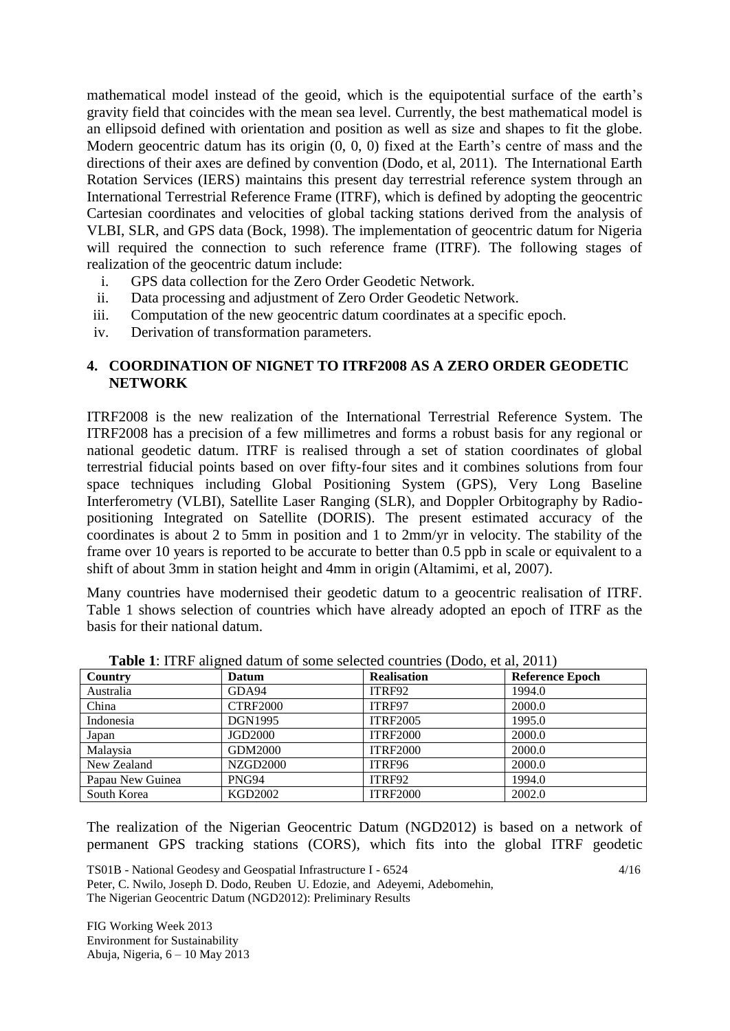mathematical model instead of the geoid, which is the equipotential surface of the earth's gravity field that coincides with the mean sea level. Currently, the best mathematical model is an ellipsoid defined with orientation and position as well as size and shapes to fit the globe. Modern geocentric datum has its origin (0, 0, 0) fixed at the Earth's centre of mass and the directions of their axes are defined by convention (Dodo, et al, 2011). The International Earth Rotation Services (IERS) maintains this present day terrestrial reference system through an International Terrestrial Reference Frame (ITRF), which is defined by adopting the geocentric Cartesian coordinates and velocities of global tacking stations derived from the analysis of VLBI, SLR, and GPS data (Bock, 1998). The implementation of geocentric datum for Nigeria will required the connection to such reference frame (ITRF). The following stages of realization of the geocentric datum include:

i. GPS data collection for the Zero Order Geodetic Network.
ii. Data processing and adjustment of Zero Order Geodetic Network.
iii. Computation of the new geocentric datum coordinates at a specific epoch.
iv. Derivation of transformation parameters.

## 4. COORDINATION OF NIGNET TO ITRF2008 AS A ZERO ORDER GEODETIC NETWORK

ITRF2008 is the new realization of the International Terrestrial Reference System. The ITRF2008 has a precision of a few millimetres and forms a robust basis for any regional or national geodetic datum. ITRF is realised through a set of station coordinates of global terrestrial fiducial points based on over fifty-four sites and it combines solutions from four space techniques including Global Positioning System (GPS), Very Long Baseline Interferometry (VLBI), Satellite Laser Ranging (SLR), and Doppler Orbitography by Radio-positioning Integrated on Satellite (DORIS). The present estimated accuracy of the coordinates is about 2 to 5mm in position and 1 to 2mm/yr in velocity. The stability of the frame over 10 years is reported to be accurate to better than 0.5 ppb in scale or equivalent to a shift of about 3mm in station height and 4mm in origin (Altamimi, et al, 2007).

Many countries have modernised their geodetic datum to a geocentric realisation of ITRF. Table 1 shows selection of countries which have already adopted an epoch of ITRF as the basis for their national datum.

**Table 1**: ITRF aligned datum of some selected countries (Dodo, et al, 2011)

| Country | Datum | Realisation | Reference Epoch |
|---|---|---|---|
| Australia | GDA94 | ITRF92 | 1994.0 |
| China | CTRF2000 | ITRF97 | 2000.0 |
| Indonesia | DGN1995 | ITRF2005 | 1995.0 |
| Japan | JGD2000 | ITRF2000 | 2000.0 |
| Malaysia | GDM2000 | ITRF2000 | 2000.0 |
| New Zealand | NZGD2000 | ITRF96 | 2000.0 |
| Papau New Guinea | PNG94 | ITRF92 | 1994.0 |
| South Korea | KGD2002 | ITRF2000 | 2002.0 |

The realization of the Nigerian Geocentric Datum (NGD2012) is based on a network of permanent GPS tracking stations (CORS), which fits into the global ITRF geodetic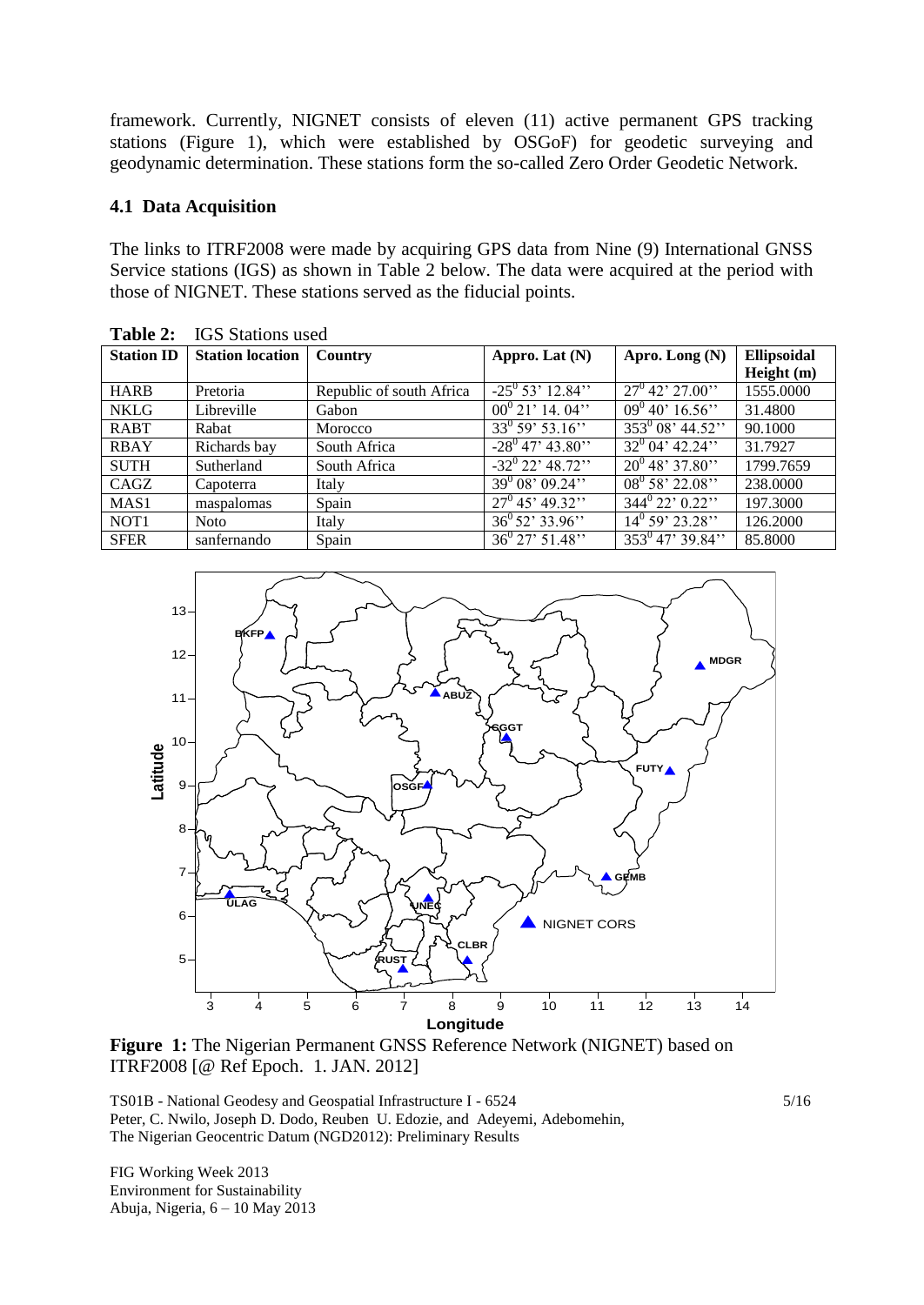framework. Currently, NIGNET consists of eleven (11) active permanent GPS tracking stations (Figure 1), which were established by OSGoF) for geodetic surveying and geodynamic determination. These stations form the so-called Zero Order Geodetic Network.

### 4.1 Data Acquisition

The links to ITRF2008 were made by acquiring GPS data from Nine (9) International GNSS Service stations (IGS) as shown in Table 2 below. The data were acquired at the period with those of NIGNET. These stations served as the fiducial points.

**Table 2:** IGS Stations used

| Station ID | Station location | Country | Appro. Lat (N) | Apro. Long (N) | Ellipsoidal Height (m) |
|---|---|---|---|---|---|
| HARB | Pretoria | Republic of south Africa | $-25^0$ 53' 12.84'' | $27^0$ 42' 27.00'' | 1555.0000 |
| NKLG | Libreville | Gabon | $00^0$ 21' 14. 04'' | $09^0$ 40' 16.56'' | 31.4800 |
| RABT | Rabat | Morocco | $33^0$ 59' 53.16'' | $353^0$ 08' 44.52'' | 90.1000 |
| RBAY | Richards bay | South Africa | $-28^0$ 47' 43.80'' | $32^0$ 04' 42.24'' | 31.7927 |
| SUTH | Sutherland | South Africa | $-32^0$ 22' 48.72'' | $20^0$ 48' 37.80'' | 1799.7659 |
| CAGZ | Capoterra | Italy | $39^0$ 08' 09.24'' | $08^0$ 58' 22.08'' | 238.0000 |
| MAS1 | maspalomas | Spain | $27^0$ 45' 49.32'' | $344^0$ 22' 0.22'' | 197.3000 |
| NOT1 | Noto | Italy | $36^0$ 52' 33.96'' | $14^0$ 59' 23.28'' | 126.2000 |
| SFER | sanfernando | Spain | $36^0$ 27' 51.48'' | $353^0$ 47' 39.84'' | 85.8000 |

**Figure 1:** The Nigerian Permanent GNSS Reference Network (NIGNET) based on ITRF2008 [@ Ref Epoch. 1. JAN. 2012]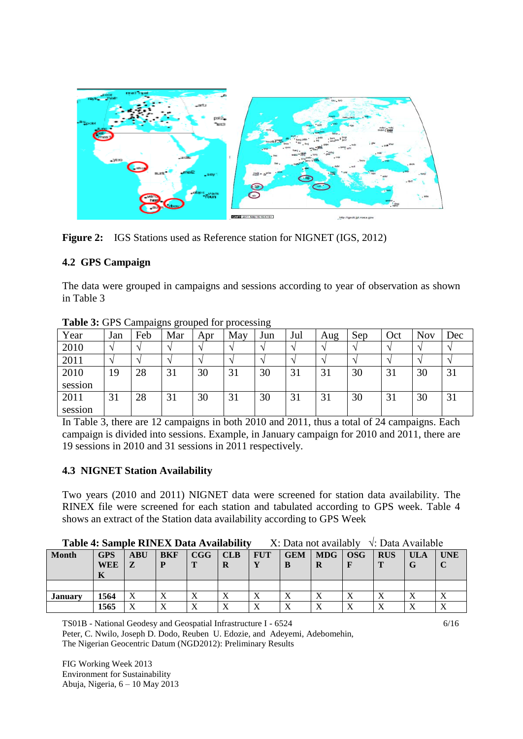**Figure 2:** IGS Stations used as Reference station for NIGNET (IGS, 2012)

### 4.2 GPS Campaign

The data were grouped in campaigns and sessions according to year of observation as shown in Table 3

**Table 3:** GPS Campaigns grouped for processing

| Year | Jan | Feb | Mar | Apr | May | Jun | Jul | Aug | Sep | Oct | Nov | Dec |
|---|---|---|---|---|---|---|---|---|---|---|---|---|
| 2010 | √ | √ | √ | √ | √ | √ | √ | √ | √ | √ | √ | √ |
| 2011 | √ | √ | √ | √ | √ | √ | √ | √ | √ | √ | √ | √ |
| 2010 session | 19 | 28 | 31 | 30 | 31 | 30 | 31 | 31 | 30 | 31 | 30 | 31 |
| 2011 session | 31 | 28 | 31 | 30 | 31 | 30 | 31 | 31 | 30 | 31 | 30 | 31 |

In Table 3, there are 12 campaigns in both 2010 and 2011, thus a total of 24 campaigns. Each campaign is divided into sessions. Example, in January campaign for 2010 and 2011, there are 19 sessions in 2010 and 31 sessions in 2011 respectively.

### 4.3 NIGNET Station Availability

Two years (2010 and 2011) NIGNET data were screened for station data availability. The RINEX file were screened for each station and tabulated according to GPS week. Table 4 shows an extract of the Station data availability according to GPS Week

**Table 4: Sample RINEX Data Availability** X: Data not availably √: Data Available

| Month | GPS WEEK | ABUZ | BKFP | CGGT | CLBR | FUTY | GEMB | MDGR | OSGF | RUST | ULAG | UNEC |
|---|---|---|---|---|---|---|---|---|---|---|---|---|
| | | | | | | | | | | | | |
| January | 1564 | X | X | X | X | X | X | X | X | X | X | X |
| | 1565 | X | X | X | X | X | X | X | X | X | X | X |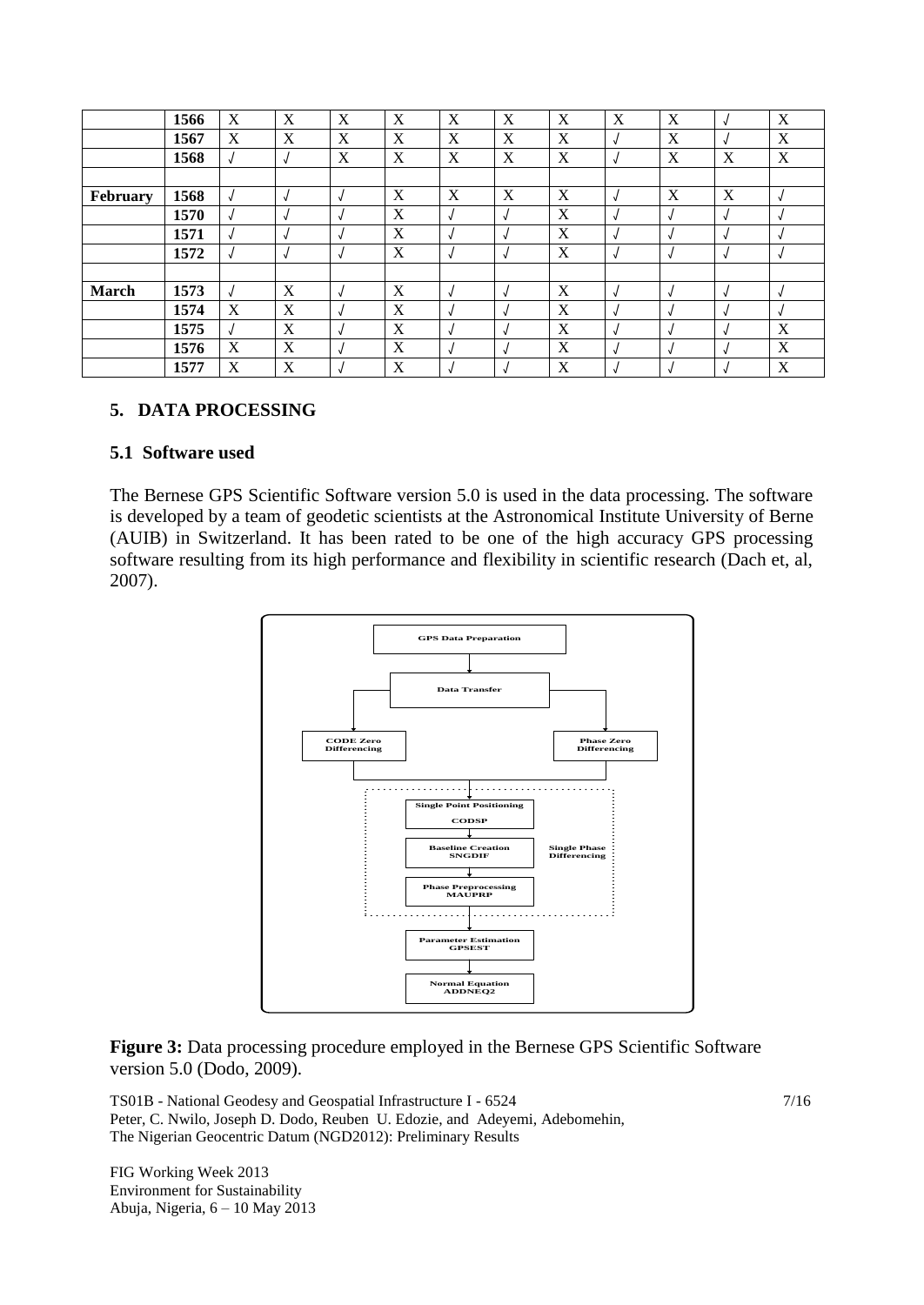| | | | | | | | | | | | | |
|---|---|---|---|---|---|---|---|---|---|---|---|---|
| | **1566** | X | X | X | X | X | X | X | X | X | √ | X |
| | **1567** | X | X | X | X | X | X | X | √ | X | √ | X |
| | **1568** | √ | √ | X | X | X | X | X | √ | X | X | X |
| | | | | | | | | | | | | |
| **February** | **1568** | √ | √ | √ | X | X | X | X | √ | X | X | √ |
| | **1570** | √ | √ | √ | X | √ | √ | X | √ | √ | √ | √ |
| | **1571** | √ | √ | √ | X | √ | √ | X | √ | √ | √ | √ |
| | **1572** | √ | √ | √ | X | √ | √ | X | √ | √ | √ | √ |
| | | | | | | | | | | | | |
| **March** | **1573** | √ | X | √ | X | √ | √ | X | √ | √ | √ | √ |
| | **1574** | X | X | √ | X | √ | √ | X | √ | √ | √ | √ |
| | **1575** | √ | X | √ | X | √ | √ | X | √ | √ | √ | X |
| | **1576** | X | X | √ | X | √ | √ | X | √ | √ | √ | X |
| | **1577** | X | X | √ | X | √ | √ | X | √ | √ | √ | X |

## 5. DATA PROCESSING

### 5.1 Software used

The Bernese GPS Scientific Software version 5.0 is used in the data processing. The software is developed by a team of geodetic scientists at the Astronomical Institute University of Berne (AUIB) in Switzerland. It has been rated to be one of the high accuracy GPS processing software resulting from its high performance and flexibility in scientific research (Dach et, al, 2007).

GPS Data Preparation → Data Transfer → CODE Zero Differencing / Phase Zero Differencing → Single Phase Differencing (Single Point Positioning CODSP → Baseline Creation SNGDIF → Phase Preprocessing MAUPRP) → Parameter Estimation GPSEST → Normal Equation ADDNEQ2

**Figure 3:** Data processing procedure employed in the Bernese GPS Scientific Software version 5.0 (Dodo, 2009).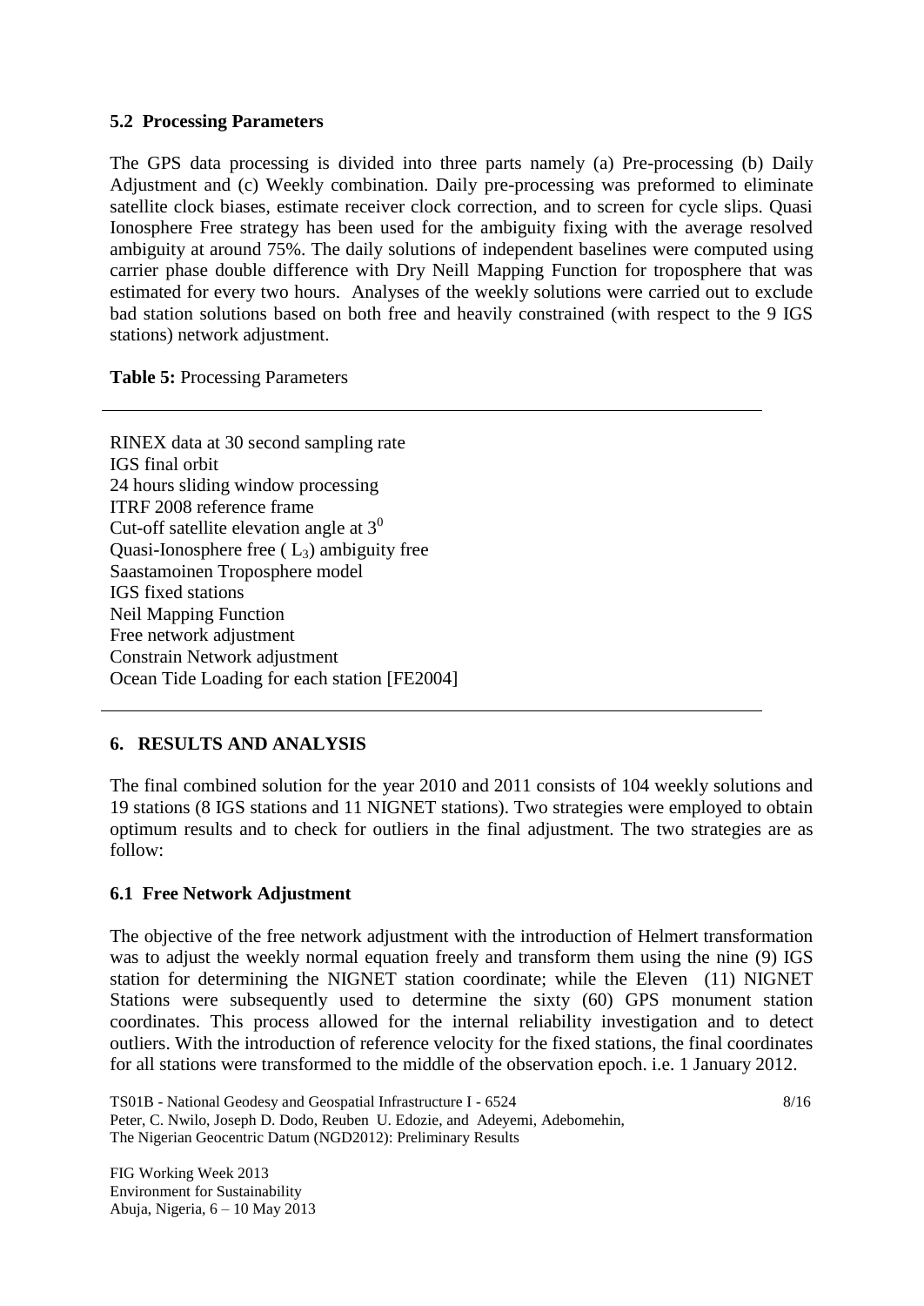### 5.2 Processing Parameters

The GPS data processing is divided into three parts namely (a) Pre-processing (b) Daily Adjustment and (c) Weekly combination. Daily pre-processing was preformed to eliminate satellite clock biases, estimate receiver clock correction, and to screen for cycle slips. Quasi Ionosphere Free strategy has been used for the ambiguity fixing with the average resolved ambiguity at around 75%. The daily solutions of independent baselines were computed using carrier phase double difference with Dry Neill Mapping Function for troposphere that was estimated for every two hours. Analyses of the weekly solutions were carried out to exclude bad station solutions based on both free and heavily constrained (with respect to the 9 IGS stations) network adjustment.

**Table 5:** Processing Parameters

| |
|---|
| RINEX data at 30 second sampling rate |
| IGS final orbit |
| 24 hours sliding window processing |
| ITRF 2008 reference frame |
| Cut-off satellite elevation angle at $3^0$ |
| Quasi-Ionosphere free ( $L_3$) ambiguity free |
| Saastamoinen Troposphere model |
| IGS fixed stations |
| Neil Mapping Function |
| Free network adjustment |
| Constrain Network adjustment |
| Ocean Tide Loading for each station [FE2004] |

## 6. RESULTS AND ANALYSIS

The final combined solution for the year 2010 and 2011 consists of 104 weekly solutions and 19 stations (8 IGS stations and 11 NIGNET stations). Two strategies were employed to obtain optimum results and to check for outliers in the final adjustment. The two strategies are as follow:

### 6.1 Free Network Adjustment

The objective of the free network adjustment with the introduction of Helmert transformation was to adjust the weekly normal equation freely and transform them using the nine (9) IGS station for determining the NIGNET station coordinate; while the Eleven (11) NIGNET Stations were subsequently used to determine the sixty (60) GPS monument station coordinates. This process allowed for the internal reliability investigation and to detect outliers. With the introduction of reference velocity for the fixed stations, the final coordinates for all stations were transformed to the middle of the observation epoch. i.e. 1 January 2012.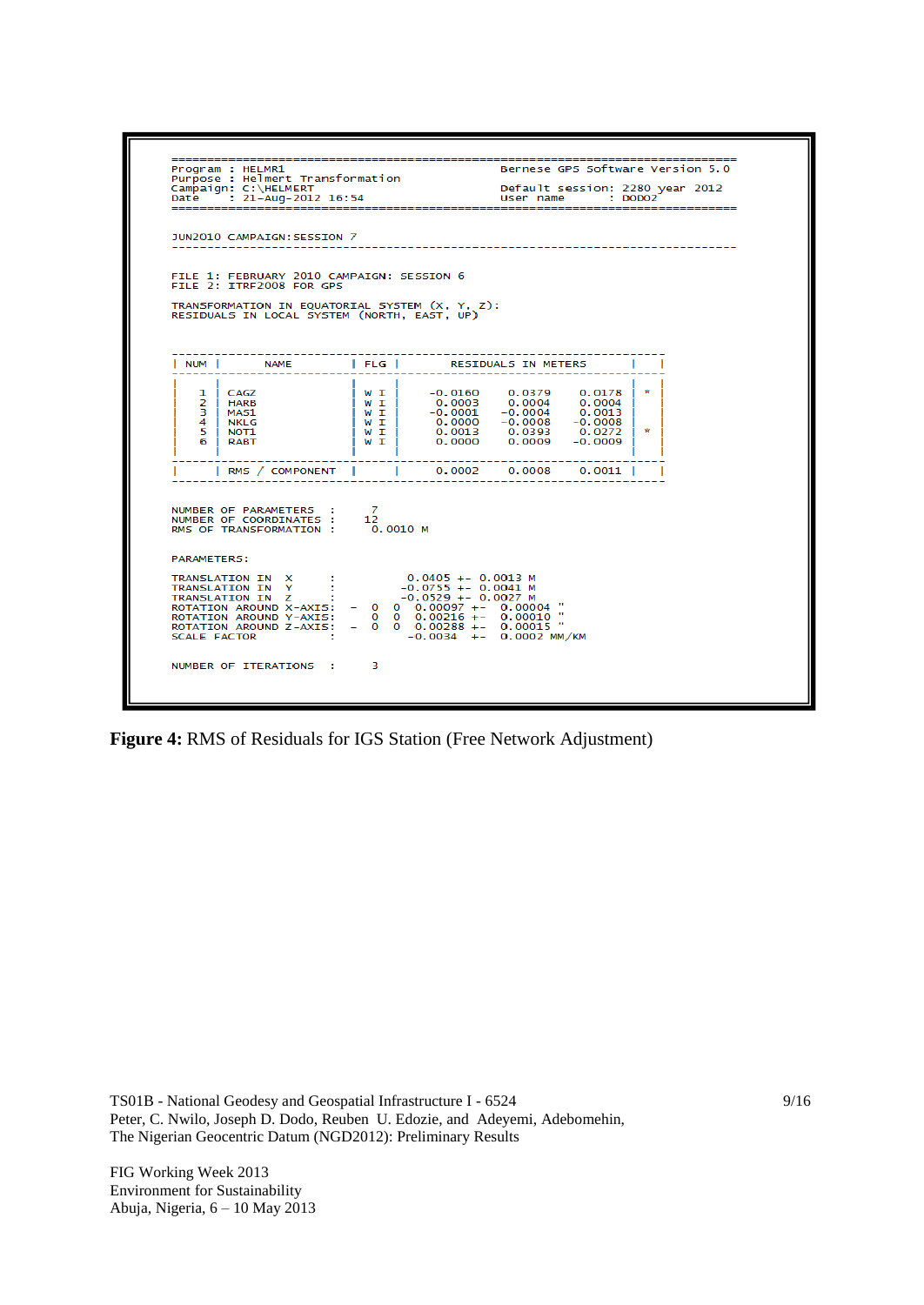```
==========================================================================================
Program : HELMR1                                      Bernese GPS Software Version 5.0
Purpose : Helmert Transformation
Campaign: C:\HELMERT                                  Default session: 2280 year 2012
Date    : 21-Aug-2012 16:54                           User name       : DODO2
==========================================================================================

JUN2010 CAMPAIGN:SESSION 7
------------------------------------------------------------------------------------------


FILE 1: FEBRUARY 2010 CAMPAIGN: SESSION 6
FILE 2: ITRF2008 FOR GPS

TRANSFORMATION IN EQUATORIAL SYSTEM (X, Y, Z):
RESIDUALS IN LOCAL SYSTEM (NORTH, EAST, UP)


 ----------------------------------------------------------------------
| NUM |      NAME          | FLG |       RESIDUALS IN METERS       |   |
 ----------------------------------------------------------------------
|     |                    |     |                                 |   |
|  1  | CAGZ               | W I |  -0.0160    0.0379    0.0178    | * |
|  2  | HARB               | W I |   0.0003    0.0004    0.0004    |   |
|  3  | MAS1               | W I |  -0.0001   -0.0004    0.0013    |   |
|  4  | NKLG               | W I |   0.0000   -0.0008   -0.0008    |   |
|  5  | NOT1               | W I |   0.0013    0.0393    0.0272    | * |
|  6  | RABT               | W I |   0.0000    0.0009   -0.0009    |   |
|     |                    |     |                                 |   |
 ----------------------------------------------------------------------
|     | RMS / COMPONENT    |     |   0.0002    0.0008    0.0011    |   |
 ----------------------------------------------------------------------

NUMBER OF PARAMETERS  :    7
NUMBER OF COORDINATES :   12
RMS OF TRANSFORMATION :    0.0010 M

PARAMETERS:

TRANSLATION IN  X     :            0.0405 +-  0.0013  M
TRANSLATION IN  Y     :           -0.0755 +-  0.0041  M
TRANSLATION IN  Z     :           -0.0529 +-  0.0027  M
ROTATION AROUND X-AXIS:  -  0  0   0.00097 +-  0.00004  "
ROTATION AROUND Y-AXIS:     0  0   0.00216 +-  0.00010  "
ROTATION AROUND Z-AXIS:  -  0  0   0.00288 +-  0.00015  "
SCALE FACTOR          :           -0.0034  +-  0.0002 MM/KM

NUMBER OF ITERATIONS  :     3
```

**Figure 4:** RMS of Residuals for IGS Station (Free Network Adjustment)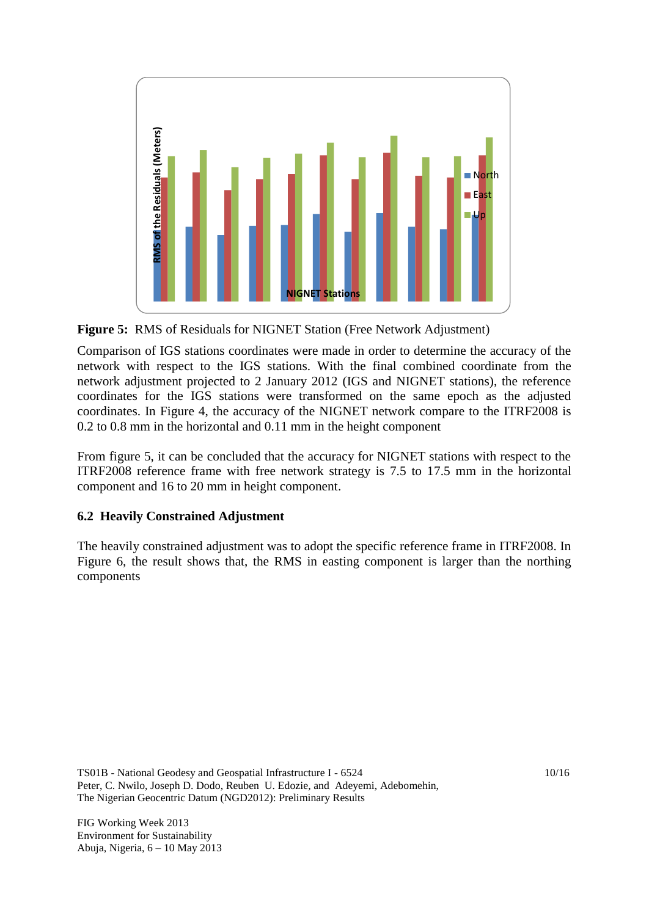**Figure 5:** RMS of Residuals for NIGNET Station (Free Network Adjustment)

Comparison of IGS stations coordinates were made in order to determine the accuracy of the network with respect to the IGS stations. With the final combined coordinate from the network adjustment projected to 2 January 2012 (IGS and NIGNET stations), the reference coordinates for the IGS stations were transformed on the same epoch as the adjusted coordinates. In Figure 4, the accuracy of the NIGNET network compare to the ITRF2008 is 0.2 to 0.8 mm in the horizontal and 0.11 mm in the height component

From figure 5, it can be concluded that the accuracy for NIGNET stations with respect to the ITRF2008 reference frame with free network strategy is 7.5 to 17.5 mm in the horizontal component and 16 to 20 mm in height component.

### 6.2 Heavily Constrained Adjustment

The heavily constrained adjustment was to adopt the specific reference frame in ITRF2008. In Figure 6, the result shows that, the RMS in easting component is larger than the northing components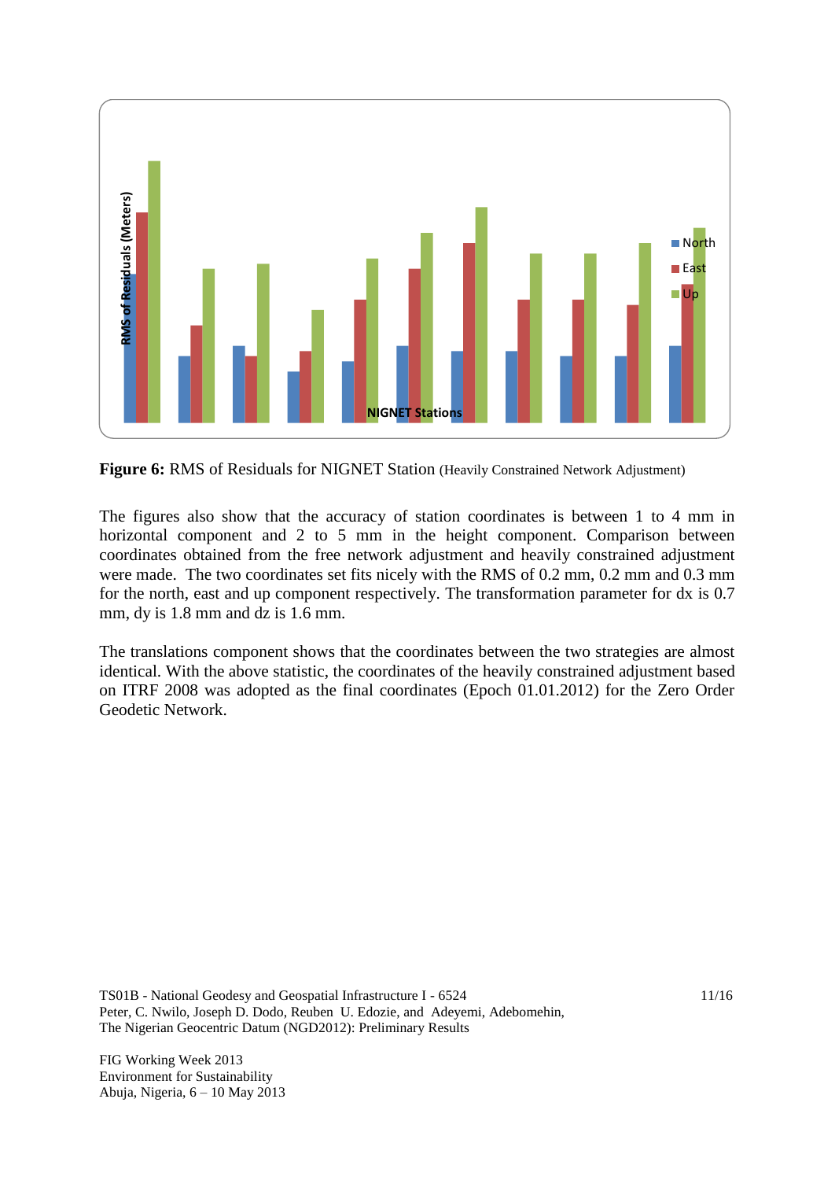**Figure 6:** RMS of Residuals for NIGNET Station (Heavily Constrained Network Adjustment)

The figures also show that the accuracy of station coordinates is between 1 to 4 mm in horizontal component and 2 to 5 mm in the height component. Comparison between coordinates obtained from the free network adjustment and heavily constrained adjustment were made. The two coordinates set fits nicely with the RMS of 0.2 mm, 0.2 mm and 0.3 mm for the north, east and up component respectively. The transformation parameter for dx is 0.7 mm, dy is 1.8 mm and dz is 1.6 mm.

The translations component shows that the coordinates between the two strategies are almost identical. With the above statistic, the coordinates of the heavily constrained adjustment based on ITRF 2008 was adopted as the final coordinates (Epoch 01.01.2012) for the Zero Order Geodetic Network.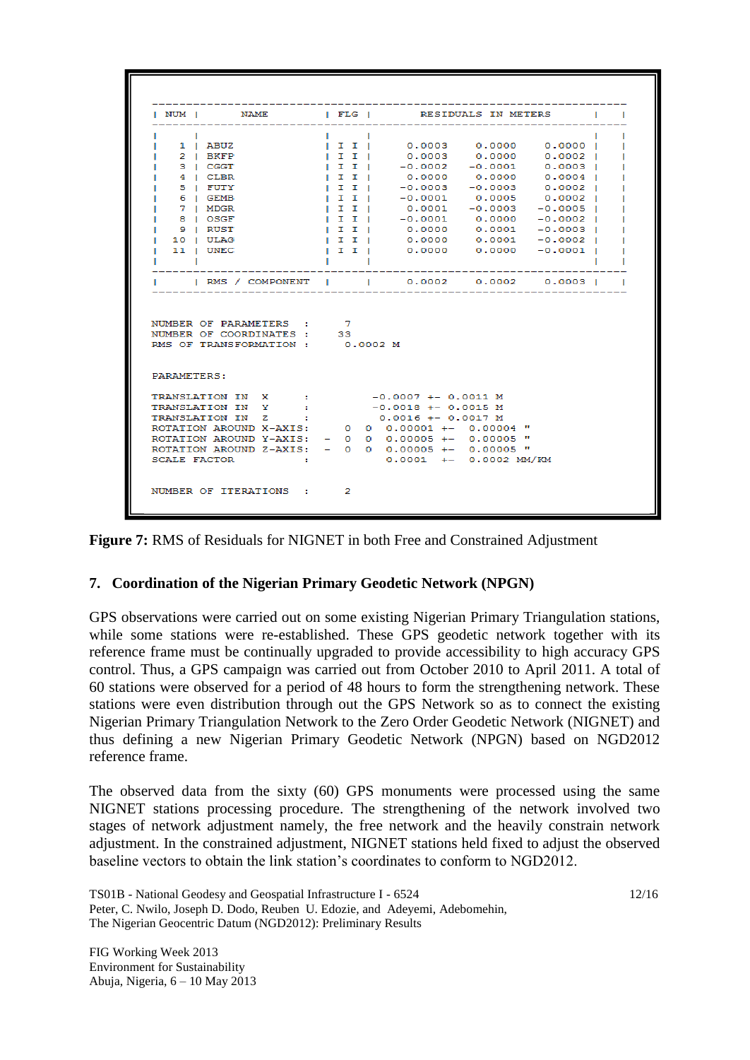```
---------------------------------------------------------------------------
| NUM |        NAME          | FLG |         RESIDUALS IN METERS         |   |
---------------------------------------------------------------------------
|     |                      |     |                                     |   |
|   1 | ABUZ                 | I I |    0.0003     0.0000     0.0000 |   |
|   2 | BKFP                 | I I |    0.0003     0.0000     0.0002 |   |
|   3 | CGGT                 | I I |   -0.0002    -0.0001     0.0003 |   |
|   4 | CLBR                 | I I |    0.0000     0.0000     0.0004 |   |
|   5 | FUTY                 | I I |   -0.0003    -0.0003     0.0002 |   |
|   6 | GEMB                 | I I |   -0.0001     0.0005     0.0002 |   |
|   7 | MDGR                 | I I |    0.0001    -0.0003    -0.0005 |   |
|   8 | OSGF                 | I I |   -0.0001     0.0000    -0.0002 |   |
|   9 | RUST                 | I I |    0.0000     0.0001    -0.0003 |   |
|  10 | ULAG                 | I I |    0.0000     0.0001    -0.0002 |   |
|  11 | UNEC                 | I I |    0.0000     0.0000    -0.0001 |   |
|     |                      |     |                                     |   |
---------------------------------------------------------------------------
|     | RMS / COMPONENT      |     |    0.0002     0.0002     0.0003 |   |
---------------------------------------------------------------------------

NUMBER OF PARAMETERS   :    7
NUMBER OF COORDINATES  :   33
RMS OF TRANSFORMATION  :    0.0002 M

PARAMETERS:

TRANSLATION IN  X      :          -0.0007 +- 0.0011 M
TRANSLATION IN  Y      :          -0.0018 +- 0.0015 M
TRANSLATION IN  Z      :           0.0016 +- 0.0017 M
ROTATION AROUND X-AXIS:     0  0  0.00001 +-  0.00004 "
ROTATION AROUND Y-AXIS:  -  0  0  0.00005 +-  0.00005 "
ROTATION AROUND Z-AXIS:  -  0  0  0.00005 +-  0.00005 "
SCALE FACTOR           :          0.0001  +-  0.0002 MM/KM

NUMBER OF ITERATIONS   :    2
```

**Figure 7:** RMS of Residuals for NIGNET in both Free and Constrained Adjustment

## 7. Coordination of the Nigerian Primary Geodetic Network (NPGN)

GPS observations were carried out on some existing Nigerian Primary Triangulation stations, while some stations were re-established. These GPS geodetic network together with its reference frame must be continually upgraded to provide accessibility to high accuracy GPS control. Thus, a GPS campaign was carried out from October 2010 to April 2011. A total of 60 stations were observed for a period of 48 hours to form the strengthening network. These stations were even distribution through out the GPS Network so as to connect the existing Nigerian Primary Triangulation Network to the Zero Order Geodetic Network (NIGNET) and thus defining a new Nigerian Primary Geodetic Network (NPGN) based on NGD2012 reference frame.

The observed data from the sixty (60) GPS monuments were processed using the same NIGNET stations processing procedure. The strengthening of the network involved two stages of network adjustment namely, the free network and the heavily constrain network adjustment. In the constrained adjustment, NIGNET stations held fixed to adjust the observed baseline vectors to obtain the link station's coordinates to conform to NGD2012.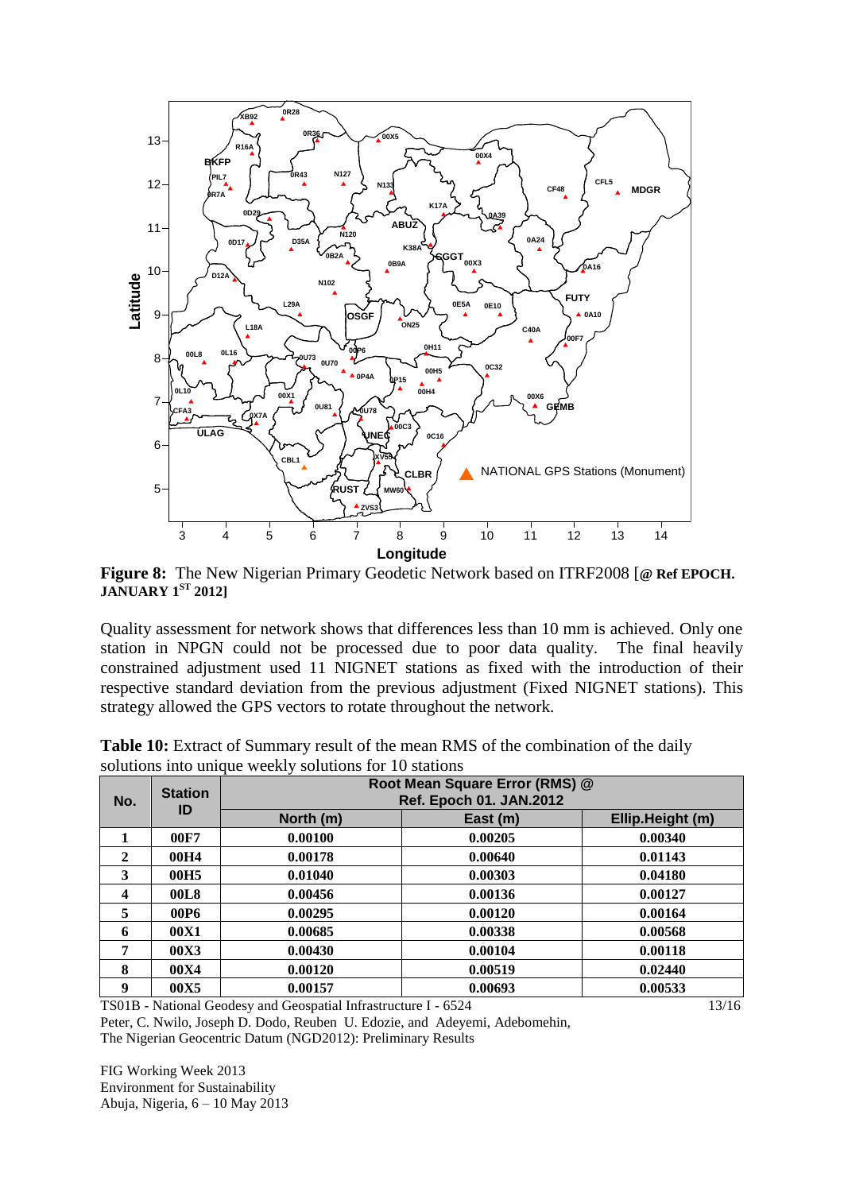**Figure 8:** The New Nigerian Primary Geodetic Network based on ITRF2008 [@ **Ref EPOCH. JANUARY 1**[ST] **2012]**

Quality assessment for network shows that differences less than 10 mm is achieved. Only one station in NPGN could not be processed due to poor data quality. The final heavily constrained adjustment used 11 NIGNET stations as fixed with the introduction of their respective standard deviation from the previous adjustment (Fixed NIGNET stations). This strategy allowed the GPS vectors to rotate throughout the network.

**Table 10:** Extract of Summary result of the mean RMS of the combination of the daily solutions into unique weekly solutions for 10 stations

| No. | Station ID | Root Mean Square Error (RMS) @ Ref. Epoch 01. JAN.2012 | | |
|---|---|---|---|---|
| | | North (m) | East (m) | Ellip.Height (m) |
| 1 | 00F7 | 0.00100 | 0.00205 | 0.00340 |
| 2 | 00H4 | 0.00178 | 0.00640 | 0.01143 |
| 3 | 00H5 | 0.01040 | 0.00303 | 0.04180 |
| 4 | 00L8 | 0.00456 | 0.00136 | 0.00127 |
| 5 | 00P6 | 0.00295 | 0.00120 | 0.00164 |
| 6 | 00X1 | 0.00685 | 0.00338 | 0.00568 |
| 7 | 00X3 | 0.00430 | 0.00104 | 0.00118 |
| 8 | 00X4 | 0.00120 | 0.00519 | 0.02440 |
| 9 | 00X5 | 0.00157 | 0.00693 | 0.00533 |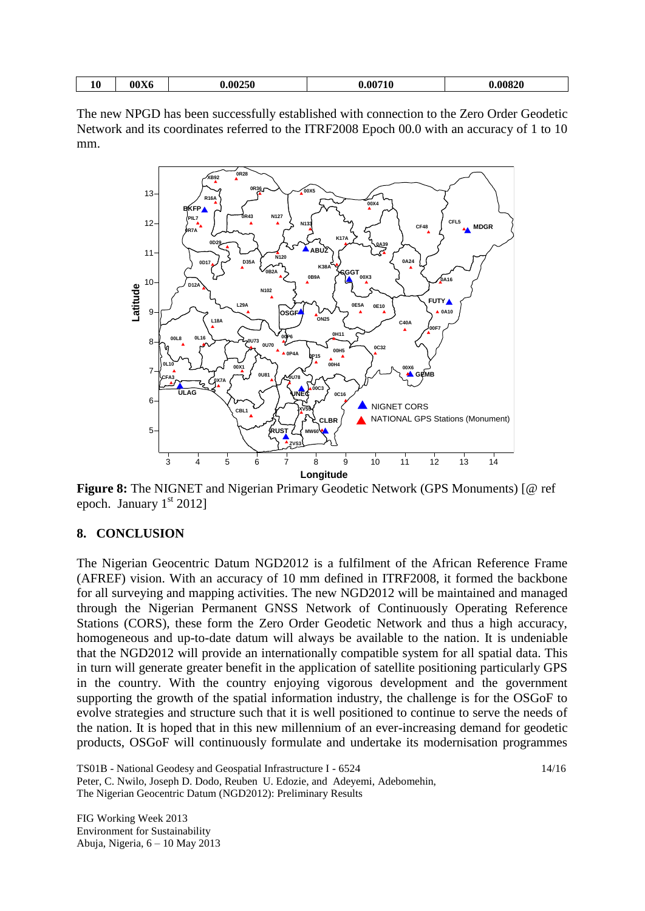| 10 | 00X6 | 0.00250 | 0.00710 | 0.00820 |
|---|---|---|---|---|

The new NPGD has been successfully established with connection to the Zero Order Geodetic Network and its coordinates referred to the ITRF2008 Epoch 00.0 with an accuracy of 1 to 10 mm.

**Figure 8:** The NIGNET and Nigerian Primary Geodetic Network (GPS Monuments) [@ ref epoch. January 1st 2012]

## 8. CONCLUSION

The Nigerian Geocentric Datum NGD2012 is a fulfilment of the African Reference Frame (AFREF) vision. With an accuracy of 10 mm defined in ITRF2008, it formed the backbone for all surveying and mapping activities. The new NGD2012 will be maintained and managed through the Nigerian Permanent GNSS Network of Continuously Operating Reference Stations (CORS), these form the Zero Order Geodetic Network and thus a high accuracy, homogeneous and up-to-date datum will always be available to the nation. It is undeniable that the NGD2012 will provide an internationally compatible system for all spatial data. This in turn will generate greater benefit in the application of satellite positioning particularly GPS in the country. With the country enjoying vigorous development and the government supporting the growth of the spatial information industry, the challenge is for the OSGoF to evolve strategies and structure such that it is well positioned to continue to serve the needs of the nation. It is hoped that in this new millennium of an ever-increasing demand for geodetic products, OSGoF will continuously formulate and undertake its modernisation programmes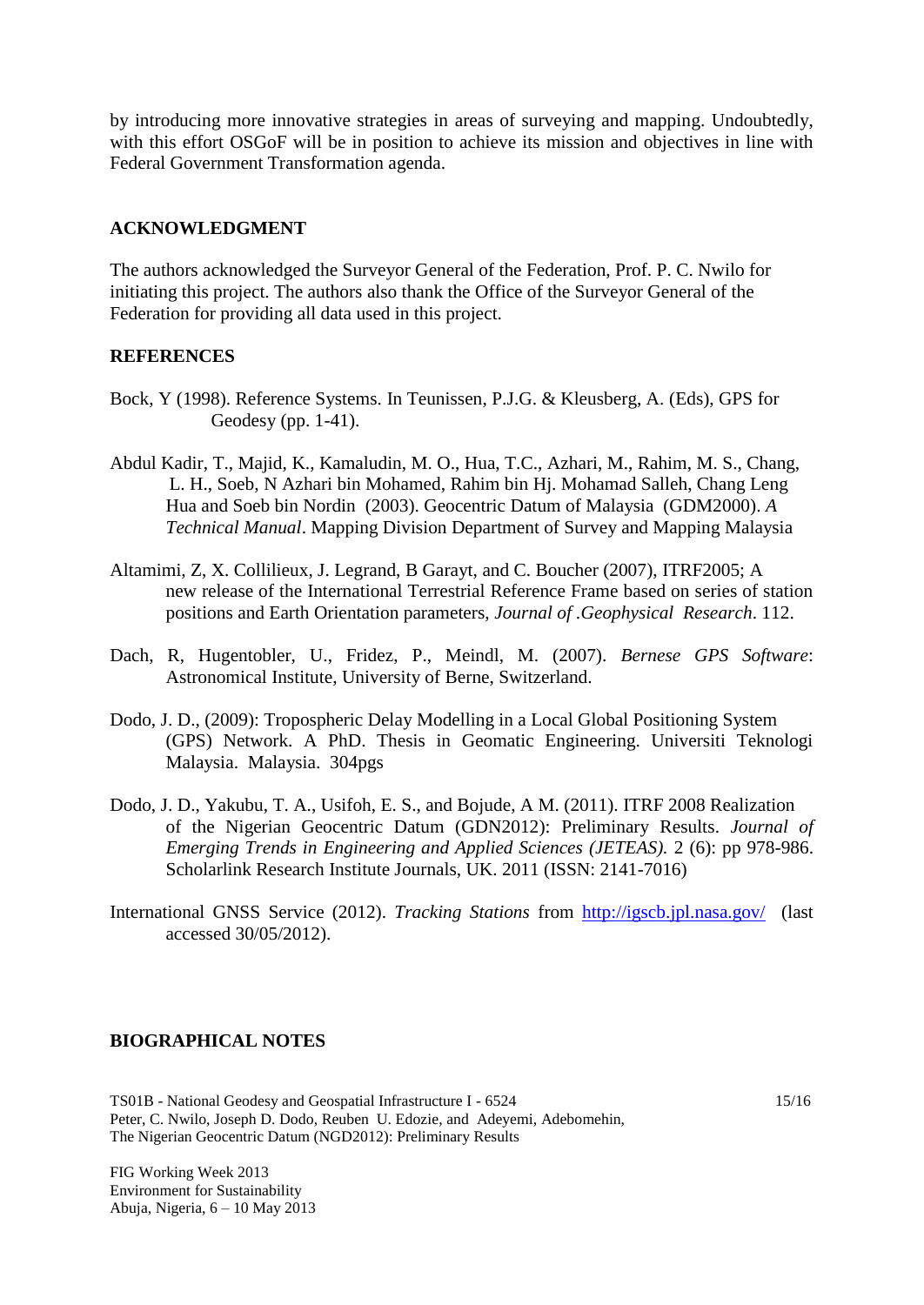by introducing more innovative strategies in areas of surveying and mapping. Undoubtedly, with this effort OSGoF will be in position to achieve its mission and objectives in line with Federal Government Transformation agenda.

## ACKNOWLEDGMENT

The authors acknowledged the Surveyor General of the Federation, Prof. P. C. Nwilo for initiating this project. The authors also thank the Office of the Surveyor General of the Federation for providing all data used in this project.

## REFERENCES

Bock, Y (1998). Reference Systems. In Teunissen, P.J.G. & Kleusberg, A. (Eds), GPS for Geodesy (pp. 1-41).

Abdul Kadir, T., Majid, K., Kamaludin, M. O., Hua, T.C., Azhari, M., Rahim, M. S., Chang, L. H., Soeb, N Azhari bin Mohamed, Rahim bin Hj. Mohamad Salleh, Chang Leng Hua and Soeb bin Nordin (2003). Geocentric Datum of Malaysia (GDM2000). *A Technical Manual*. Mapping Division Department of Survey and Mapping Malaysia

Altamimi, Z, X. Collilieux, J. Legrand, B Garayt, and C. Boucher (2007), ITRF2005; A new release of the International Terrestrial Reference Frame based on series of station positions and Earth Orientation parameters, *Journal of .Geophysical Research*. 112.

Dach, R, Hugentobler, U., Fridez, P., Meindl, M. (2007). *Bernese GPS Software*: Astronomical Institute, University of Berne, Switzerland.

Dodo, J. D., (2009): Tropospheric Delay Modelling in a Local Global Positioning System (GPS) Network. A PhD. Thesis in Geomatic Engineering. Universiti Teknologi Malaysia. Malaysia. 304pgs

Dodo, J. D., Yakubu, T. A., Usifoh, E. S., and Bojude, A M. (2011). ITRF 2008 Realization of the Nigerian Geocentric Datum (GDN2012): Preliminary Results. *Journal of Emerging Trends in Engineering and Applied Sciences (JETEAS).* 2 (6): pp 978-986. Scholarlink Research Institute Journals, UK. 2011 (ISSN: 2141-7016)

International GNSS Service (2012). *Tracking Stations* from http://igscb.jpl.nasa.gov/ (last accessed 30/05/2012).

## BIOGRAPHICAL NOTES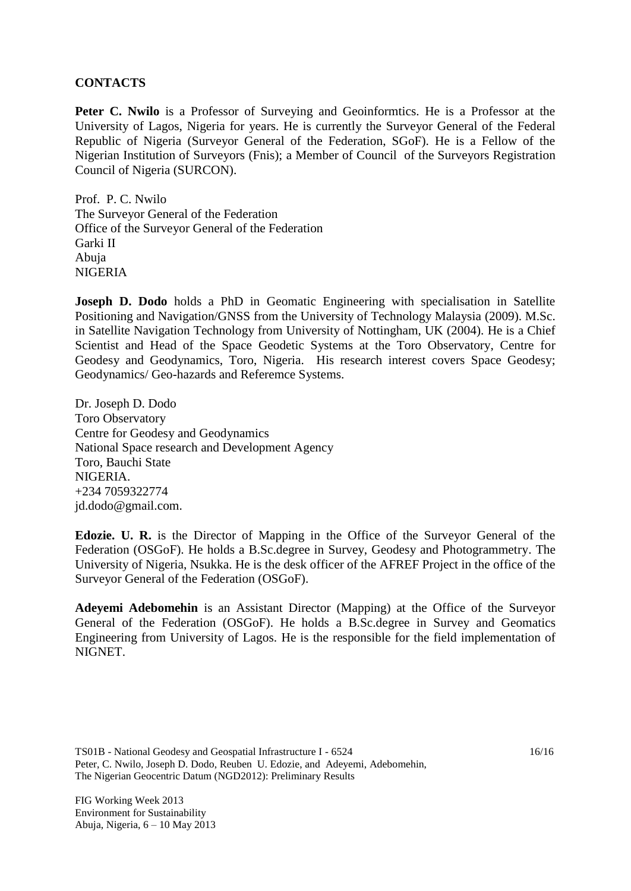## CONTACTS

**Peter C. Nwilo** is a Professor of Surveying and Geoinformtics. He is a Professor at the University of Lagos, Nigeria for years. He is currently the Surveyor General of the Federal Republic of Nigeria (Surveyor General of the Federation, SGoF). He is a Fellow of the Nigerian Institution of Surveyors (Fnis); a Member of Council of the Surveyors Registration Council of Nigeria (SURCON).

Prof. P. C. Nwilo
The Surveyor General of the Federation
Office of the Surveyor General of the Federation
Garki II
Abuja
NIGERIA

**Joseph D. Dodo** holds a PhD in Geomatic Engineering with specialisation in Satellite Positioning and Navigation/GNSS from the University of Technology Malaysia (2009). M.Sc. in Satellite Navigation Technology from University of Nottingham, UK (2004). He is a Chief Scientist and Head of the Space Geodetic Systems at the Toro Observatory, Centre for Geodesy and Geodynamics, Toro, Nigeria. His research interest covers Space Geodesy; Geodynamics/ Geo-hazards and Referemce Systems.

Dr. Joseph D. Dodo
Toro Observatory
Centre for Geodesy and Geodynamics
National Space research and Development Agency
Toro, Bauchi State
NIGERIA.
+234 7059322774
jd.dodo@gmail.com.

**Edozie. U. R.** is the Director of Mapping in the Office of the Surveyor General of the Federation (OSGoF). He holds a B.Sc.degree in Survey, Geodesy and Photogrammetry. The University of Nigeria, Nsukka. He is the desk officer of the AFREF Project in the office of the Surveyor General of the Federation (OSGoF).

**Adeyemi Adebomehin** is an Assistant Director (Mapping) at the Office of the Surveyor General of the Federation (OSGoF). He holds a B.Sc.degree in Survey and Geomatics Engineering from University of Lagos. He is the responsible for the field implementation of NIGNET.